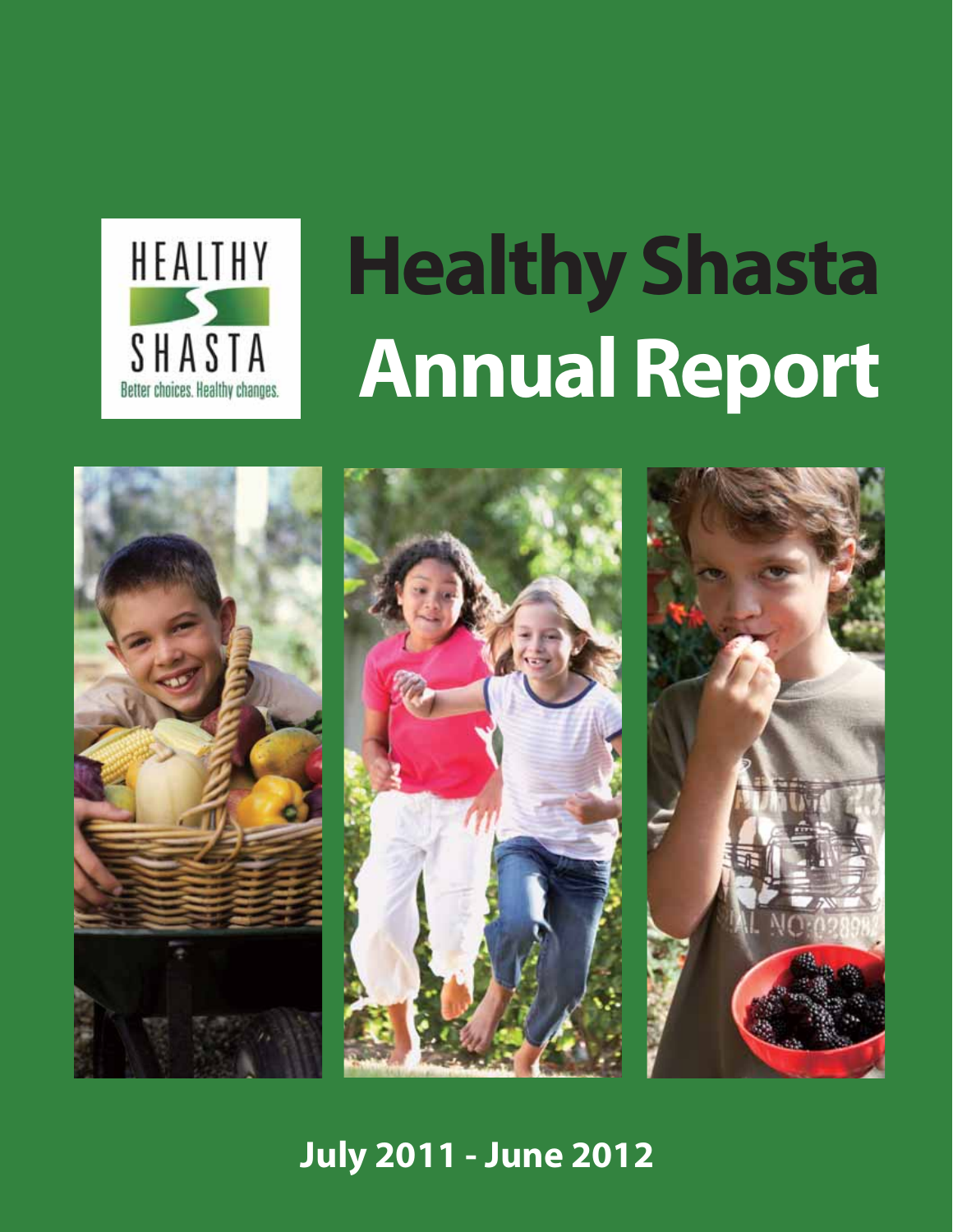HEALTHY SHASTA

Better choices. Healthy changes.

# Healthy Shasta Annual Report

**July 2011 - June 2012**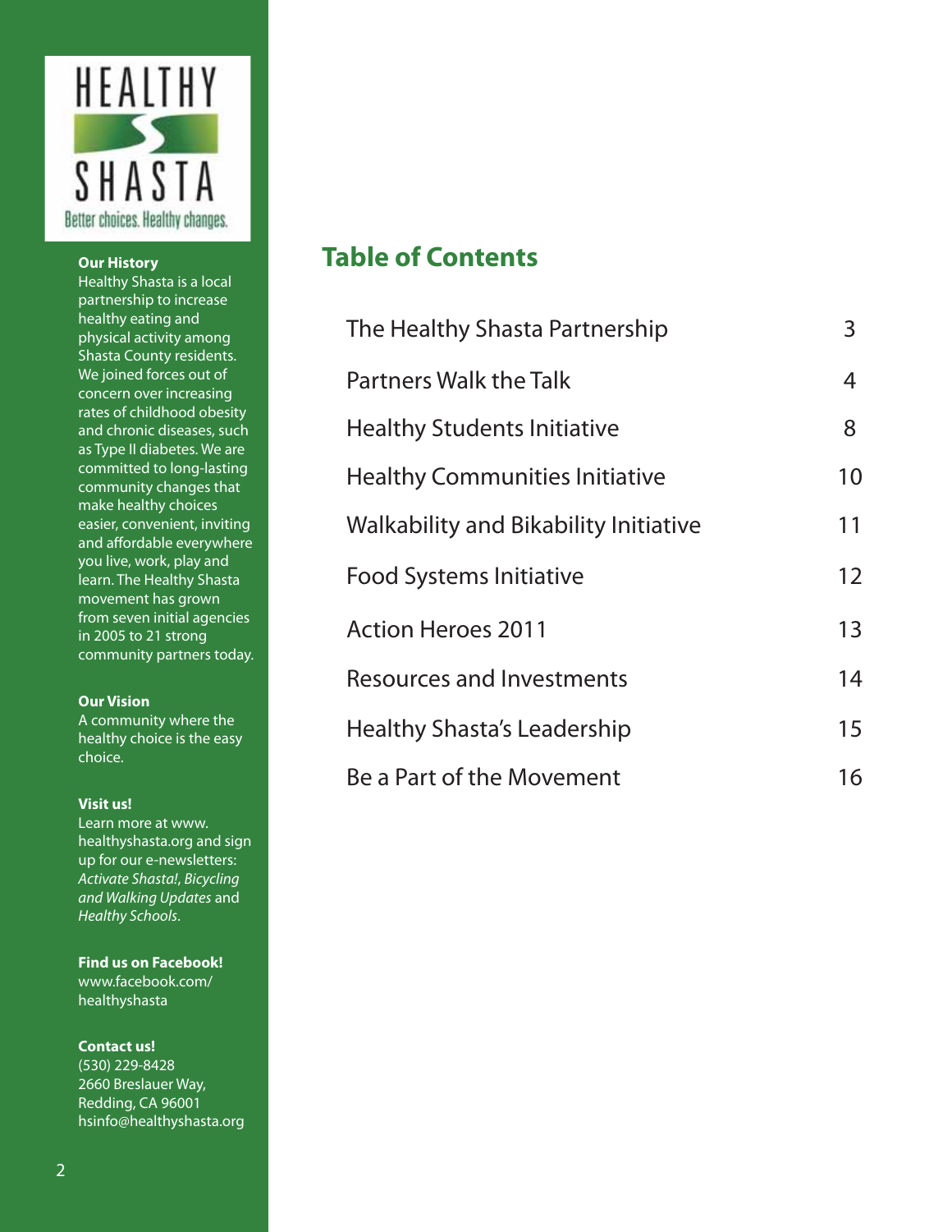HEALTHY SHASTA

Better choices. Healthy changes.

**Our History**

Healthy Shasta is a local partnership to increase healthy eating and physical activity among Shasta County residents. We joined forces out of concern over increasing rates of childhood obesity and chronic diseases, such as Type II diabetes. We are committed to long-lasting community changes that make healthy choices easier, convenient, inviting and affordable everywhere you live, work, play and learn. The Healthy Shasta movement has grown from seven initial agencies in 2005 to 21 strong community partners today.

**Our Vision**

A community where the healthy choice is the easy choice.

**Visit us!**

Learn more at www.healthyshasta.org and sign up for our e-newsletters: *Activate Shasta!*, *Bicycling and Walking Updates* and *Healthy Schools*.

**Find us on Facebook!**

www.facebook.com/healthyshasta

**Contact us!**

(530) 229-8428
2660 Breslauer Way,
Redding, CA 96001
hsinfo@healthyshasta.org

## Table of Contents

| | |
|---|---|
| The Healthy Shasta Partnership | 3 |
| Partners Walk the Talk | 4 |
| Healthy Students Initiative | 8 |
| Healthy Communities Initiative | 10 |
| Walkability and Bikability Initiative | 11 |
| Food Systems Initiative | 12 |
| Action Heroes 2011 | 13 |
| Resources and Investments | 14 |
| Healthy Shasta's Leadership | 15 |
| Be a Part of the Movement | 16 |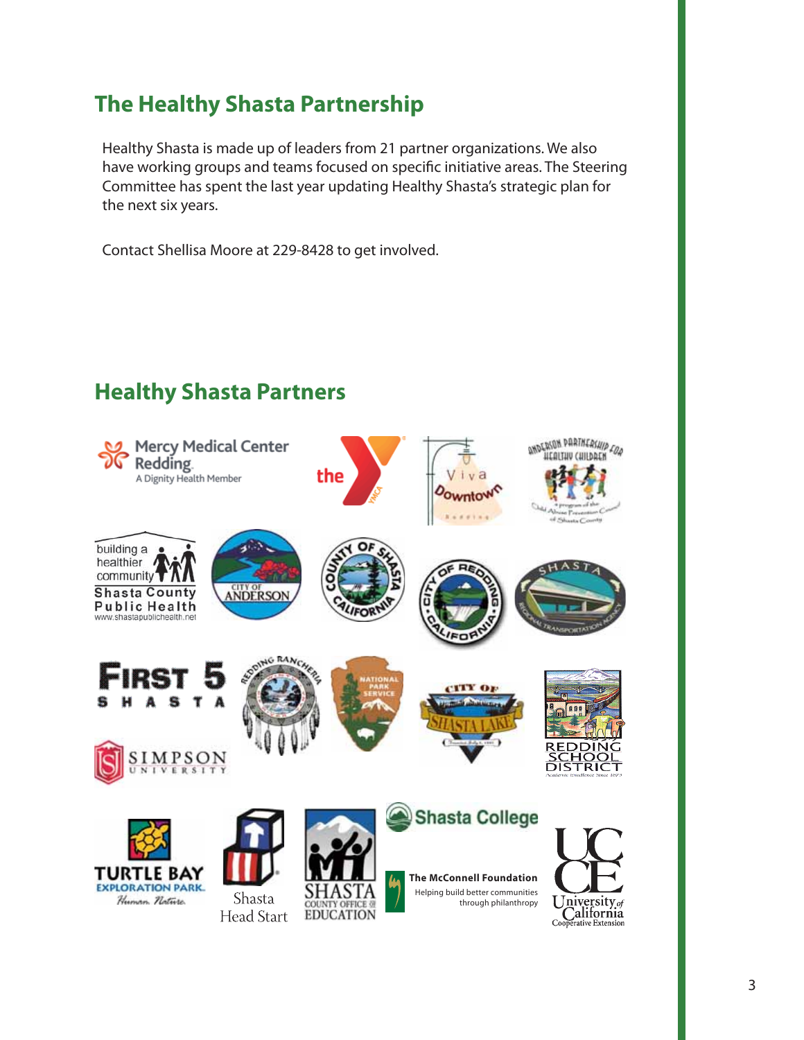## The Healthy Shasta Partnership

Healthy Shasta is made up of leaders from 21 partner organizations. We also have working groups and teams focused on specific initiative areas. The Steering Committee has spent the last year updating Healthy Shasta's strategic plan for the next six years.

Contact Shellisa Moore at 229-8428 to get involved.

## Healthy Shasta Partners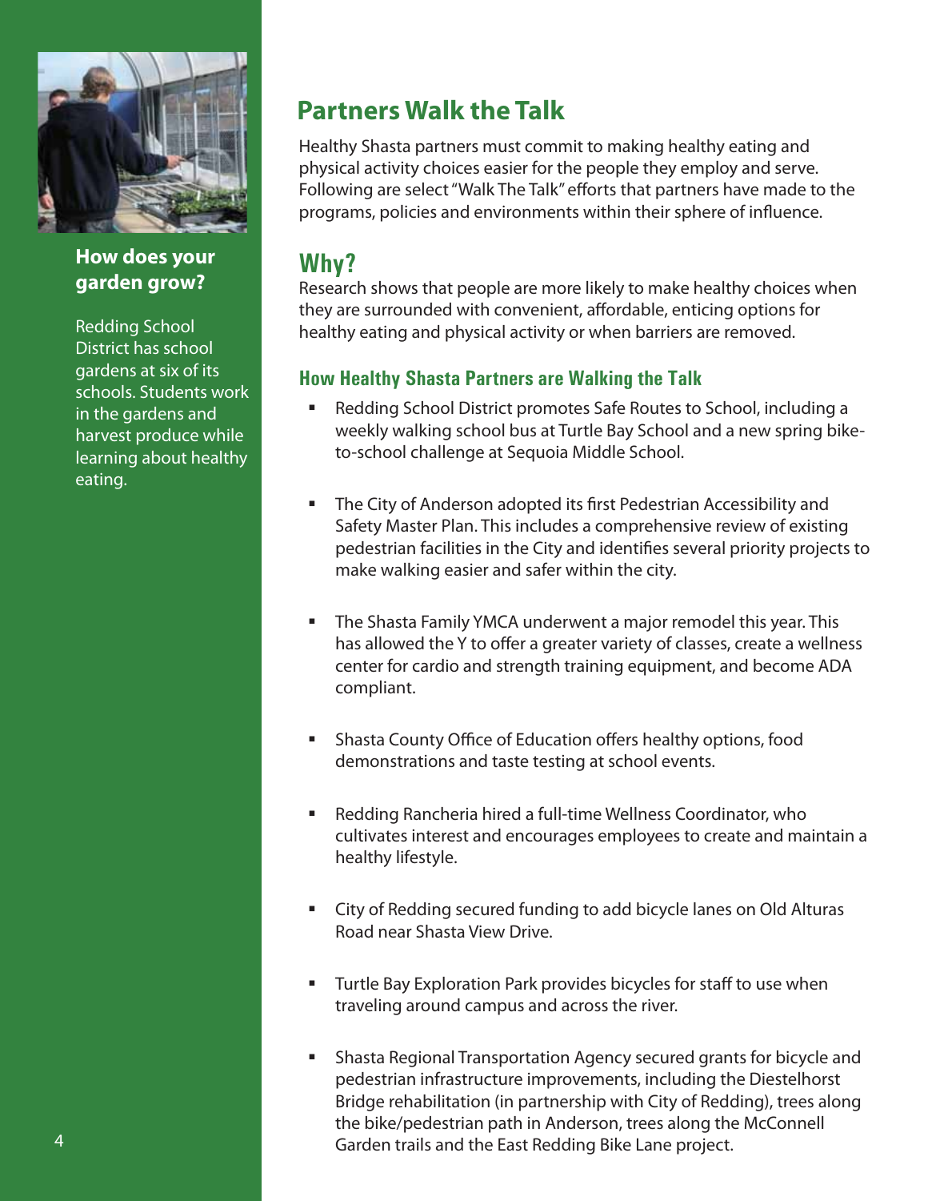# Partners Walk the Talk

Healthy Shasta partners must commit to making healthy eating and physical activity choices easier for the people they employ and serve. Following are select "Walk The Talk" efforts that partners have made to the programs, policies and environments within their sphere of influence.

## Why?

Research shows that people are more likely to make healthy choices when they are surrounded with convenient, affordable, enticing options for healthy eating and physical activity or when barriers are removed.

### How Healthy Shasta Partners are Walking the Talk

- Redding School District promotes Safe Routes to School, including a weekly walking school bus at Turtle Bay School and a new spring bike-to-school challenge at Sequoia Middle School.

- The City of Anderson adopted its first Pedestrian Accessibility and Safety Master Plan. This includes a comprehensive review of existing pedestrian facilities in the City and identifies several priority projects to make walking easier and safer within the city.

- The Shasta Family YMCA underwent a major remodel this year. This has allowed the Y to offer a greater variety of classes, create a wellness center for cardio and strength training equipment, and become ADA compliant.

- Shasta County Office of Education offers healthy options, food demonstrations and taste testing at school events.

- Redding Rancheria hired a full-time Wellness Coordinator, who cultivates interest and encourages employees to create and maintain a healthy lifestyle.

- City of Redding secured funding to add bicycle lanes on Old Alturas Road near Shasta View Drive.

- Turtle Bay Exploration Park provides bicycles for staff to use when traveling around campus and across the river.

- Shasta Regional Transportation Agency secured grants for bicycle and pedestrian infrastructure improvements, including the Diestelhorst Bridge rehabilitation (in partnership with City of Redding), trees along the bike/pedestrian path in Anderson, trees along the McConnell Garden trails and the East Redding Bike Lane project.

**How does your garden grow?**

Redding School District has school gardens at six of its schools. Students work in the gardens and harvest produce while learning about healthy eating.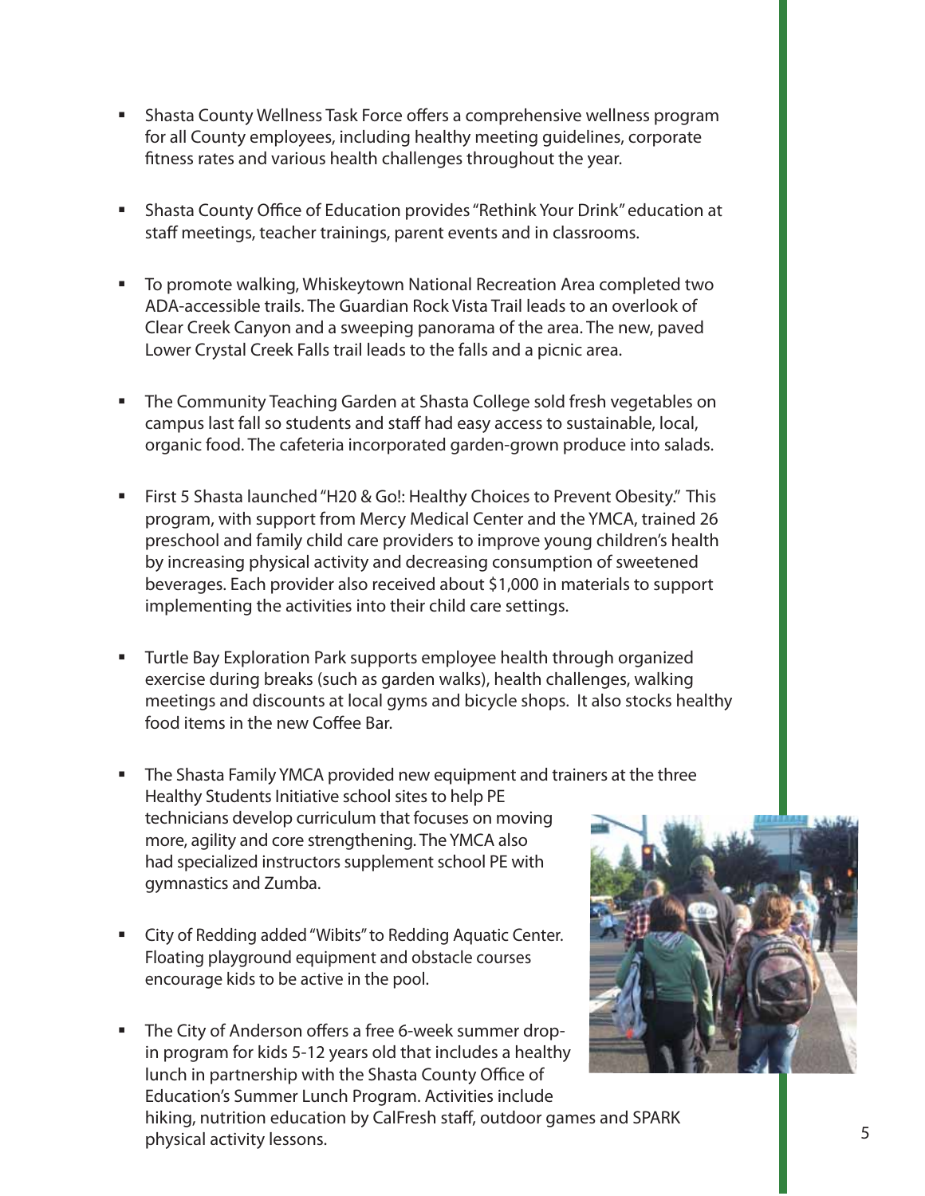- Shasta County Wellness Task Force offers a comprehensive wellness program for all County employees, including healthy meeting guidelines, corporate fitness rates and various health challenges throughout the year.

- Shasta County Office of Education provides "Rethink Your Drink" education at staff meetings, teacher trainings, parent events and in classrooms.

- To promote walking, Whiskeytown National Recreation Area completed two ADA-accessible trails. The Guardian Rock Vista Trail leads to an overlook of Clear Creek Canyon and a sweeping panorama of the area. The new, paved Lower Crystal Creek Falls trail leads to the falls and a picnic area.

- The Community Teaching Garden at Shasta College sold fresh vegetables on campus last fall so students and staff had easy access to sustainable, local, organic food. The cafeteria incorporated garden-grown produce into salads.

- First 5 Shasta launched "H20 & Go!: Healthy Choices to Prevent Obesity." This program, with support from Mercy Medical Center and the YMCA, trained 26 preschool and family child care providers to improve young children's health by increasing physical activity and decreasing consumption of sweetened beverages. Each provider also received about $1,000 in materials to support implementing the activities into their child care settings.

- Turtle Bay Exploration Park supports employee health through organized exercise during breaks (such as garden walks), health challenges, walking meetings and discounts at local gyms and bicycle shops. It also stocks healthy food items in the new Coffee Bar.

- The Shasta Family YMCA provided new equipment and trainers at the three Healthy Students Initiative school sites to help PE technicians develop curriculum that focuses on moving more, agility and core strengthening. The YMCA also had specialized instructors supplement school PE with gymnastics and Zumba.

- City of Redding added "Wibits" to Redding Aquatic Center. Floating playground equipment and obstacle courses encourage kids to be active in the pool.

- The City of Anderson offers a free 6-week summer drop-in program for kids 5-12 years old that includes a healthy lunch in partnership with the Shasta County Office of Education's Summer Lunch Program. Activities include hiking, nutrition education by CalFresh staff, outdoor games and SPARK physical activity lessons.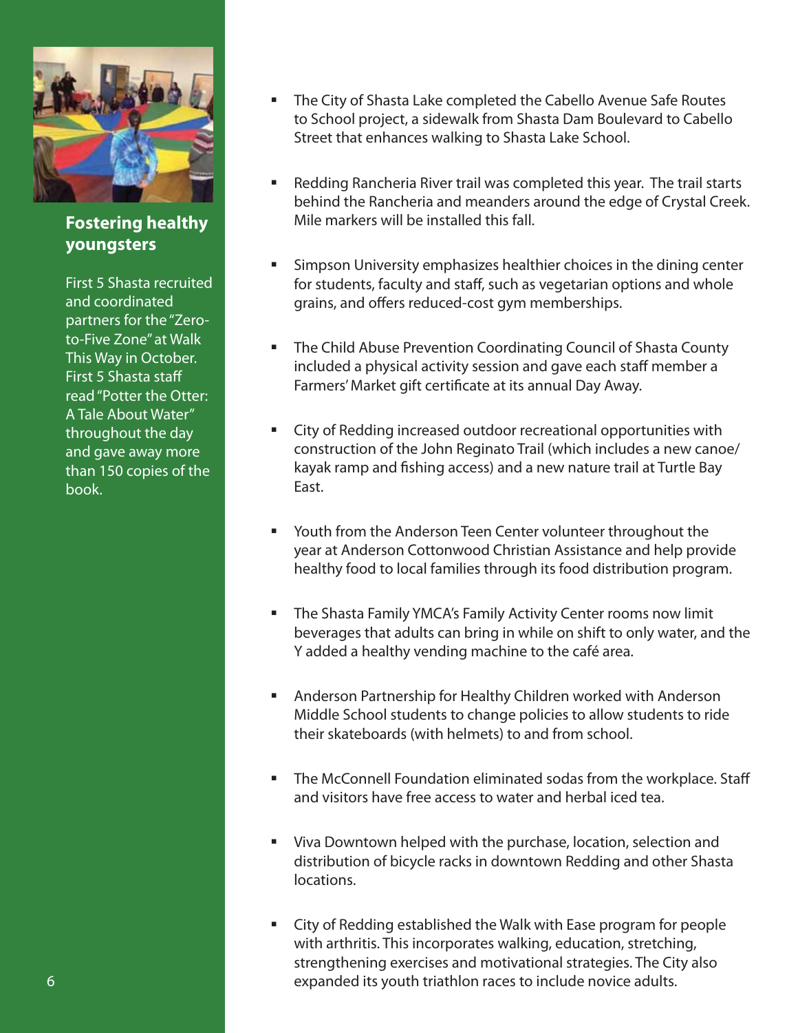### Fostering healthy youngsters

First 5 Shasta recruited and coordinated partners for the "Zero-to-Five Zone" at Walk This Way in October. First 5 Shasta staff read "Potter the Otter: A Tale About Water" throughout the day and gave away more than 150 copies of the book.

- The City of Shasta Lake completed the Cabello Avenue Safe Routes to School project, a sidewalk from Shasta Dam Boulevard to Cabello Street that enhances walking to Shasta Lake School.
- Redding Rancheria River trail was completed this year. The trail starts behind the Rancheria and meanders around the edge of Crystal Creek. Mile markers will be installed this fall.
- Simpson University emphasizes healthier choices in the dining center for students, faculty and staff, such as vegetarian options and whole grains, and offers reduced-cost gym memberships.
- The Child Abuse Prevention Coordinating Council of Shasta County included a physical activity session and gave each staff member a Farmers' Market gift certificate at its annual Day Away.
- City of Redding increased outdoor recreational opportunities with construction of the John Reginato Trail (which includes a new canoe/kayak ramp and fishing access) and a new nature trail at Turtle Bay East.
- Youth from the Anderson Teen Center volunteer throughout the year at Anderson Cottonwood Christian Assistance and help provide healthy food to local families through its food distribution program.
- The Shasta Family YMCA's Family Activity Center rooms now limit beverages that adults can bring in while on shift to only water, and the Y added a healthy vending machine to the café area.
- Anderson Partnership for Healthy Children worked with Anderson Middle School students to change policies to allow students to ride their skateboards (with helmets) to and from school.
- The McConnell Foundation eliminated sodas from the workplace. Staff and visitors have free access to water and herbal iced tea.
- Viva Downtown helped with the purchase, location, selection and distribution of bicycle racks in downtown Redding and other Shasta locations.
- City of Redding established the Walk with Ease program for people with arthritis. This incorporates walking, education, stretching, strengthening exercises and motivational strategies. The City also expanded its youth triathlon races to include novice adults.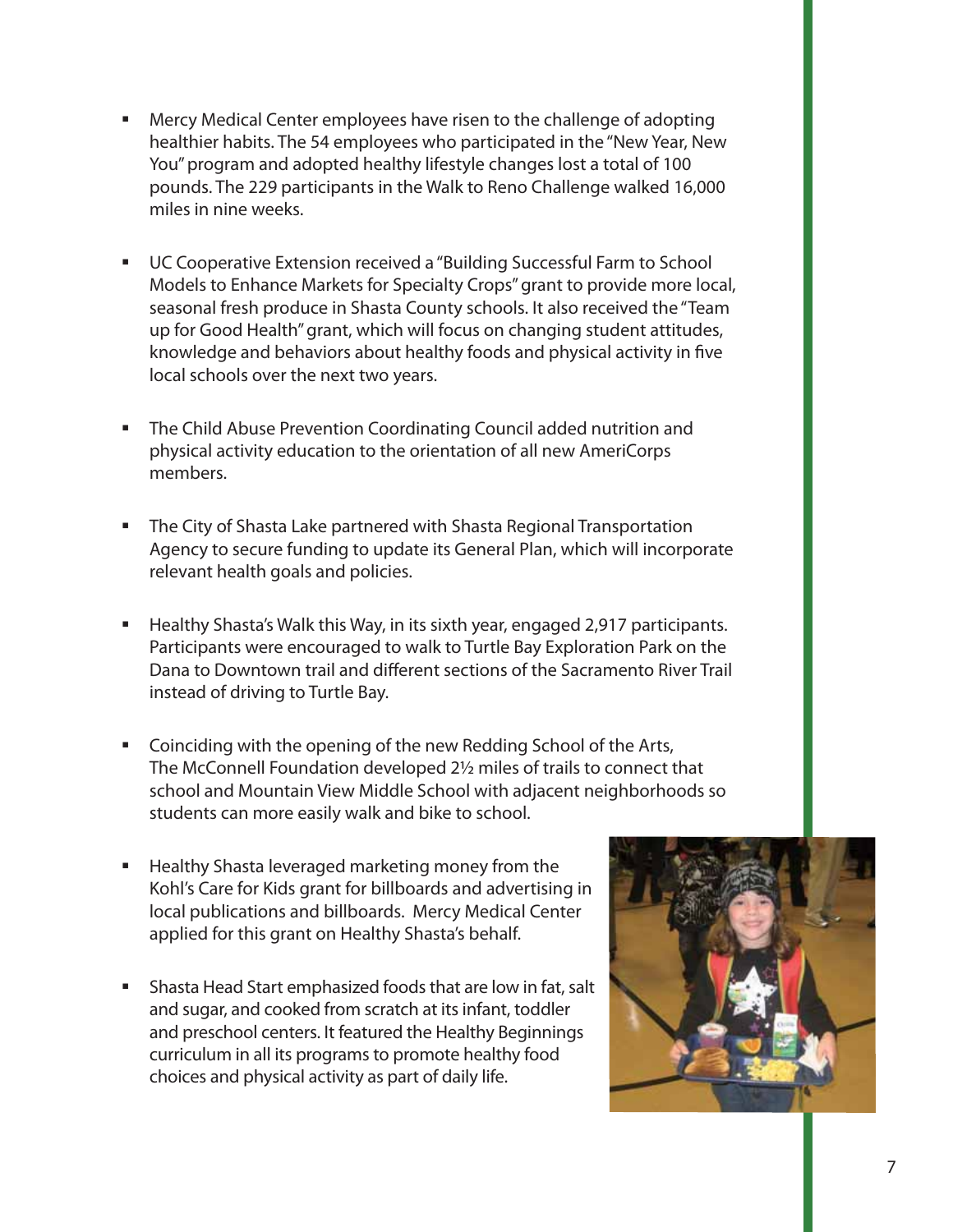- Mercy Medical Center employees have risen to the challenge of adopting healthier habits. The 54 employees who participated in the "New Year, New You" program and adopted healthy lifestyle changes lost a total of 100 pounds. The 229 participants in the Walk to Reno Challenge walked 16,000 miles in nine weeks.

- UC Cooperative Extension received a "Building Successful Farm to School Models to Enhance Markets for Specialty Crops" grant to provide more local, seasonal fresh produce in Shasta County schools. It also received the "Team up for Good Health" grant, which will focus on changing student attitudes, knowledge and behaviors about healthy foods and physical activity in five local schools over the next two years.

- The Child Abuse Prevention Coordinating Council added nutrition and physical activity education to the orientation of all new AmeriCorps members.

- The City of Shasta Lake partnered with Shasta Regional Transportation Agency to secure funding to update its General Plan, which will incorporate relevant health goals and policies.

- Healthy Shasta's Walk this Way, in its sixth year, engaged 2,917 participants. Participants were encouraged to walk to Turtle Bay Exploration Park on the Dana to Downtown trail and different sections of the Sacramento River Trail instead of driving to Turtle Bay.

- Coinciding with the opening of the new Redding School of the Arts, The McConnell Foundation developed 2½ miles of trails to connect that school and Mountain View Middle School with adjacent neighborhoods so students can more easily walk and bike to school.

- Healthy Shasta leveraged marketing money from the Kohl's Care for Kids grant for billboards and advertising in local publications and billboards. Mercy Medical Center applied for this grant on Healthy Shasta's behalf.

- Shasta Head Start emphasized foods that are low in fat, salt and sugar, and cooked from scratch at its infant, toddler and preschool centers. It featured the Healthy Beginnings curriculum in all its programs to promote healthy food choices and physical activity as part of daily life.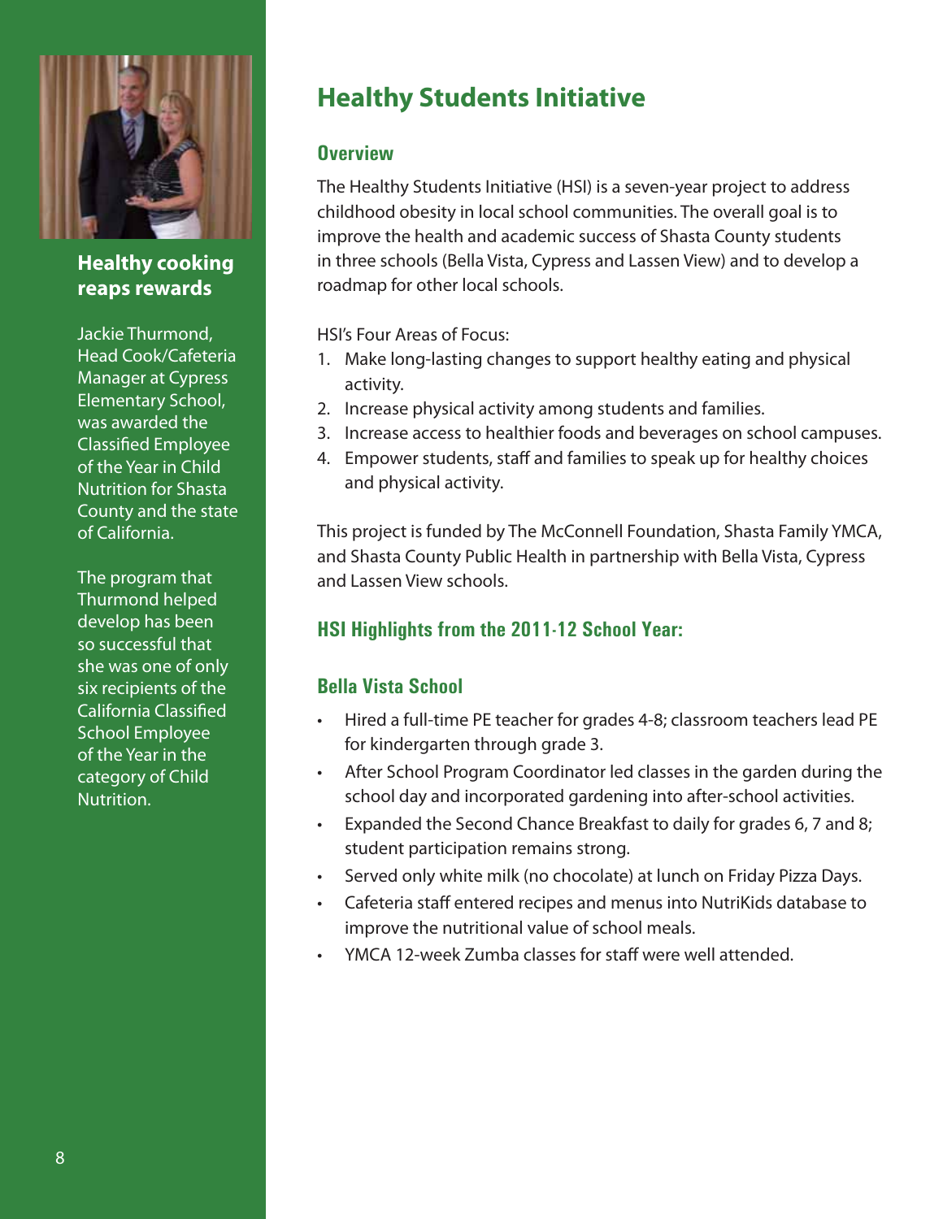## Healthy cooking reaps rewards

Jackie Thurmond, Head Cook/Cafeteria Manager at Cypress Elementary School, was awarded the Classified Employee of the Year in Child Nutrition for Shasta County and the state of California.

The program that Thurmond helped develop has been so successful that she was one of only six recipients of the California Classified School Employee of the Year in the category of Child Nutrition.

# Healthy Students Initiative

### Overview

The Healthy Students Initiative (HSI) is a seven-year project to address childhood obesity in local school communities. The overall goal is to improve the health and academic success of Shasta County students in three schools (Bella Vista, Cypress and Lassen View) and to develop a roadmap for other local schools.

HSI's Four Areas of Focus:

1. Make long-lasting changes to support healthy eating and physical activity.
2. Increase physical activity among students and families.
3. Increase access to healthier foods and beverages on school campuses.
4. Empower students, staff and families to speak up for healthy choices and physical activity.

This project is funded by The McConnell Foundation, Shasta Family YMCA, and Shasta County Public Health in partnership with Bella Vista, Cypress and Lassen View schools.

### HSI Highlights from the 2011-12 School Year:

### Bella Vista School

- Hired a full-time PE teacher for grades 4-8; classroom teachers lead PE for kindergarten through grade 3.
- After School Program Coordinator led classes in the garden during the school day and incorporated gardening into after-school activities.
- Expanded the Second Chance Breakfast to daily for grades 6, 7 and 8; student participation remains strong.
- Served only white milk (no chocolate) at lunch on Friday Pizza Days.
- Cafeteria staff entered recipes and menus into NutriKids database to improve the nutritional value of school meals.
- YMCA 12-week Zumba classes for staff were well attended.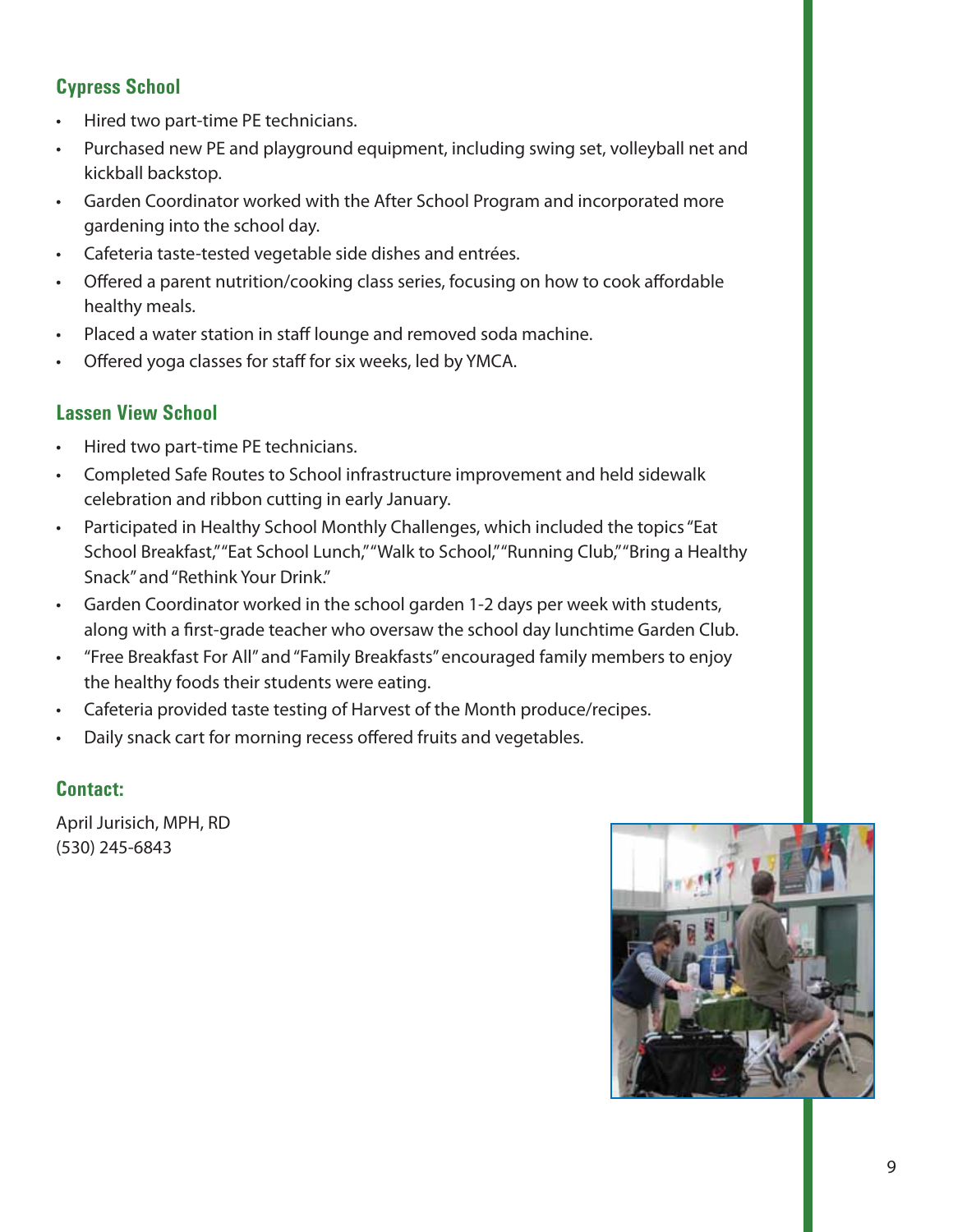## Cypress School

- Hired two part-time PE technicians.
- Purchased new PE and playground equipment, including swing set, volleyball net and kickball backstop.
- Garden Coordinator worked with the After School Program and incorporated more gardening into the school day.
- Cafeteria taste-tested vegetable side dishes and entrées.
- Offered a parent nutrition/cooking class series, focusing on how to cook affordable healthy meals.
- Placed a water station in staff lounge and removed soda machine.
- Offered yoga classes for staff for six weeks, led by YMCA.

## Lassen View School

- Hired two part-time PE technicians.
- Completed Safe Routes to School infrastructure improvement and held sidewalk celebration and ribbon cutting in early January.
- Participated in Healthy School Monthly Challenges, which included the topics "Eat School Breakfast," "Eat School Lunch," "Walk to School," "Running Club," "Bring a Healthy Snack" and "Rethink Your Drink."
- Garden Coordinator worked in the school garden 1-2 days per week with students, along with a first-grade teacher who oversaw the school day lunchtime Garden Club.
- "Free Breakfast For All" and "Family Breakfasts" encouraged family members to enjoy the healthy foods their students were eating.
- Cafeteria provided taste testing of Harvest of the Month produce/recipes.
- Daily snack cart for morning recess offered fruits and vegetables.

## Contact:

April Jurisich, MPH, RD
(530) 245-6843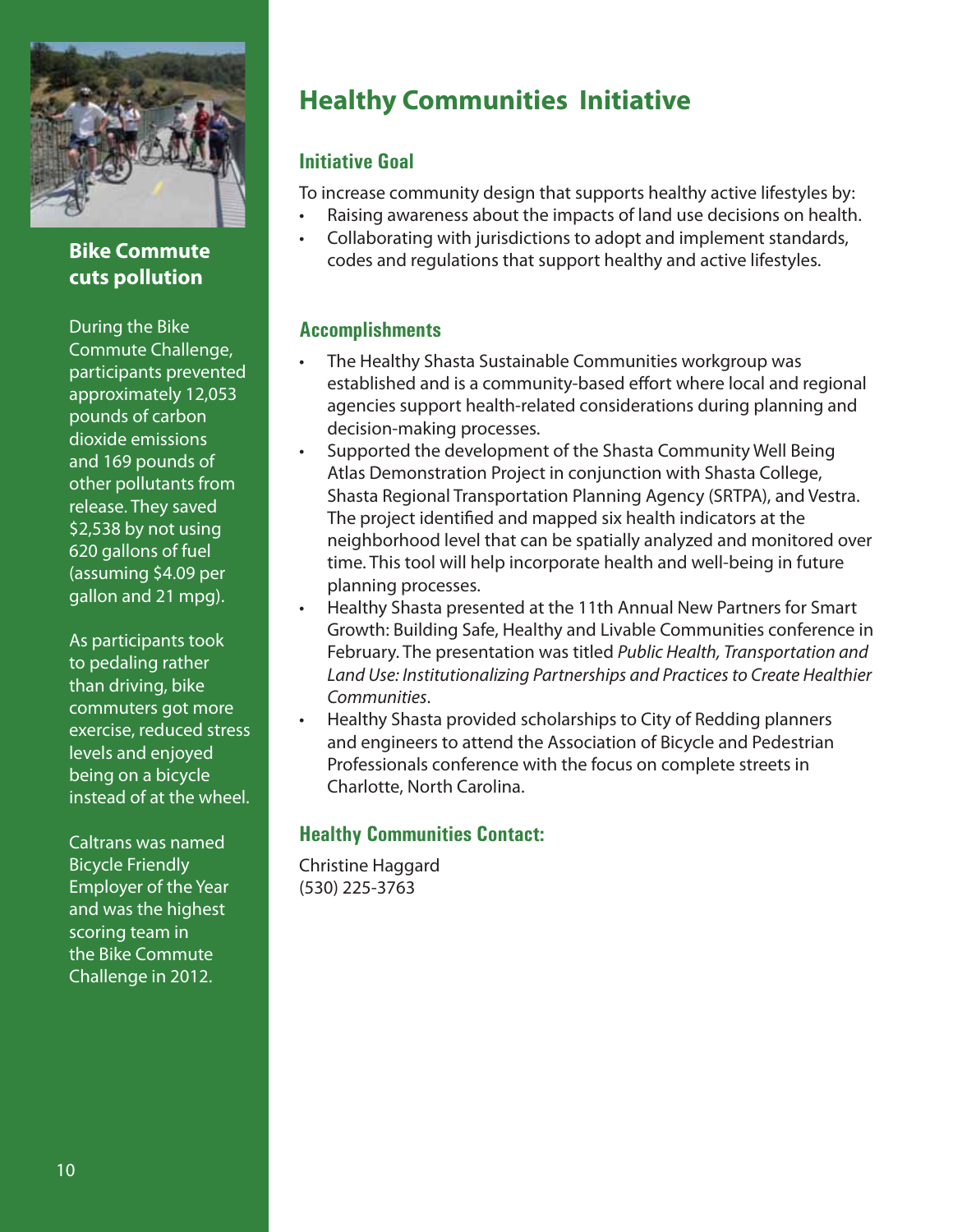## Bike Commute cuts pollution

During the Bike Commute Challenge, participants prevented approximately 12,053 pounds of carbon dioxide emissions and 169 pounds of other pollutants from release. They saved $2,538 by not using 620 gallons of fuel (assuming $4.09 per gallon and 21 mpg).

As participants took to pedaling rather than driving, bike commuters got more exercise, reduced stress levels and enjoyed being on a bicycle instead of at the wheel.

Caltrans was named Bicycle Friendly Employer of the Year and was the highest scoring team in the Bike Commute Challenge in 2012.

# Healthy Communities Initiative

### Initiative Goal

To increase community design that supports healthy active lifestyles by:

- Raising awareness about the impacts of land use decisions on health.
- Collaborating with jurisdictions to adopt and implement standards, codes and regulations that support healthy and active lifestyles.

### Accomplishments

- The Healthy Shasta Sustainable Communities workgroup was established and is a community-based effort where local and regional agencies support health-related considerations during planning and decision-making processes.
- Supported the development of the Shasta Community Well Being Atlas Demonstration Project in conjunction with Shasta College, Shasta Regional Transportation Planning Agency (SRTPA), and Vestra. The project identified and mapped six health indicators at the neighborhood level that can be spatially analyzed and monitored over time. This tool will help incorporate health and well-being in future planning processes.
- Healthy Shasta presented at the 11th Annual New Partners for Smart Growth: Building Safe, Healthy and Livable Communities conference in February. The presentation was titled *Public Health, Transportation and Land Use: Institutionalizing Partnerships and Practices to Create Healthier Communities*.
- Healthy Shasta provided scholarships to City of Redding planners and engineers to attend the Association of Bicycle and Pedestrian Professionals conference with the focus on complete streets in Charlotte, North Carolina.

### Healthy Communities Contact:

Christine Haggard
(530) 225-3763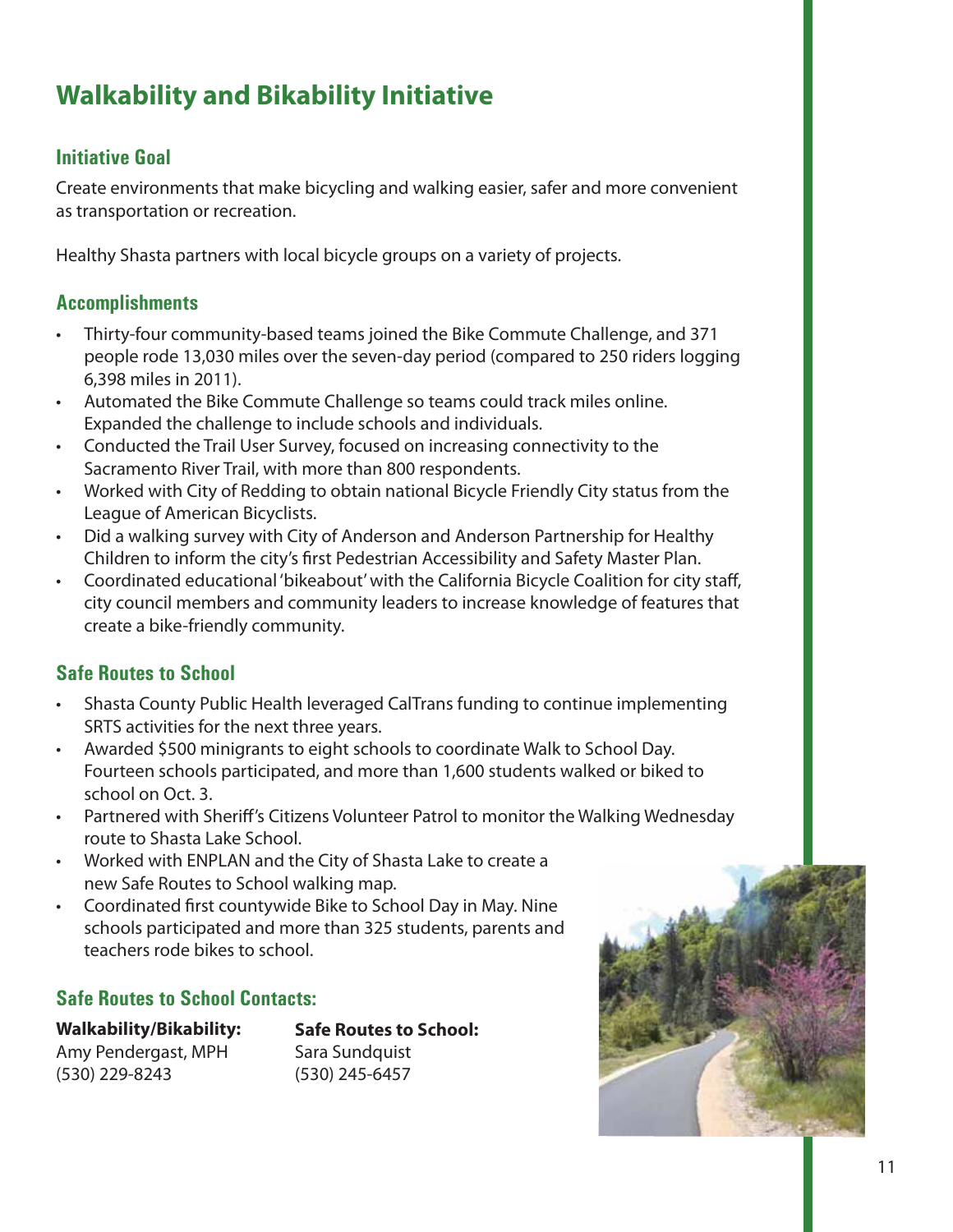# Walkability and Bikability Initiative

## Initiative Goal

Create environments that make bicycling and walking easier, safer and more convenient as transportation or recreation.

Healthy Shasta partners with local bicycle groups on a variety of projects.

## Accomplishments

- Thirty-four community-based teams joined the Bike Commute Challenge, and 371 people rode 13,030 miles over the seven-day period (compared to 250 riders logging 6,398 miles in 2011).
- Automated the Bike Commute Challenge so teams could track miles online. Expanded the challenge to include schools and individuals.
- Conducted the Trail User Survey, focused on increasing connectivity to the Sacramento River Trail, with more than 800 respondents.
- Worked with City of Redding to obtain national Bicycle Friendly City status from the League of American Bicyclists.
- Did a walking survey with City of Anderson and Anderson Partnership for Healthy Children to inform the city's first Pedestrian Accessibility and Safety Master Plan.
- Coordinated educational 'bikeabout' with the California Bicycle Coalition for city staff, city council members and community leaders to increase knowledge of features that create a bike-friendly community.

## Safe Routes to School

- Shasta County Public Health leveraged CalTrans funding to continue implementing SRTS activities for the next three years.
- Awarded $500 minigrants to eight schools to coordinate Walk to School Day. Fourteen schools participated, and more than 1,600 students walked or biked to school on Oct. 3.
- Partnered with Sheriff's Citizens Volunteer Patrol to monitor the Walking Wednesday route to Shasta Lake School.
- Worked with ENPLAN and the City of Shasta Lake to create a new Safe Routes to School walking map.
- Coordinated first countywide Bike to School Day in May. Nine schools participated and more than 325 students, parents and teachers rode bikes to school.

## Safe Routes to School Contacts:

**Walkability/Bikability:**
Amy Pendergast, MPH
(530) 229-8243

**Safe Routes to School:**
Sara Sundquist
(530) 245-6457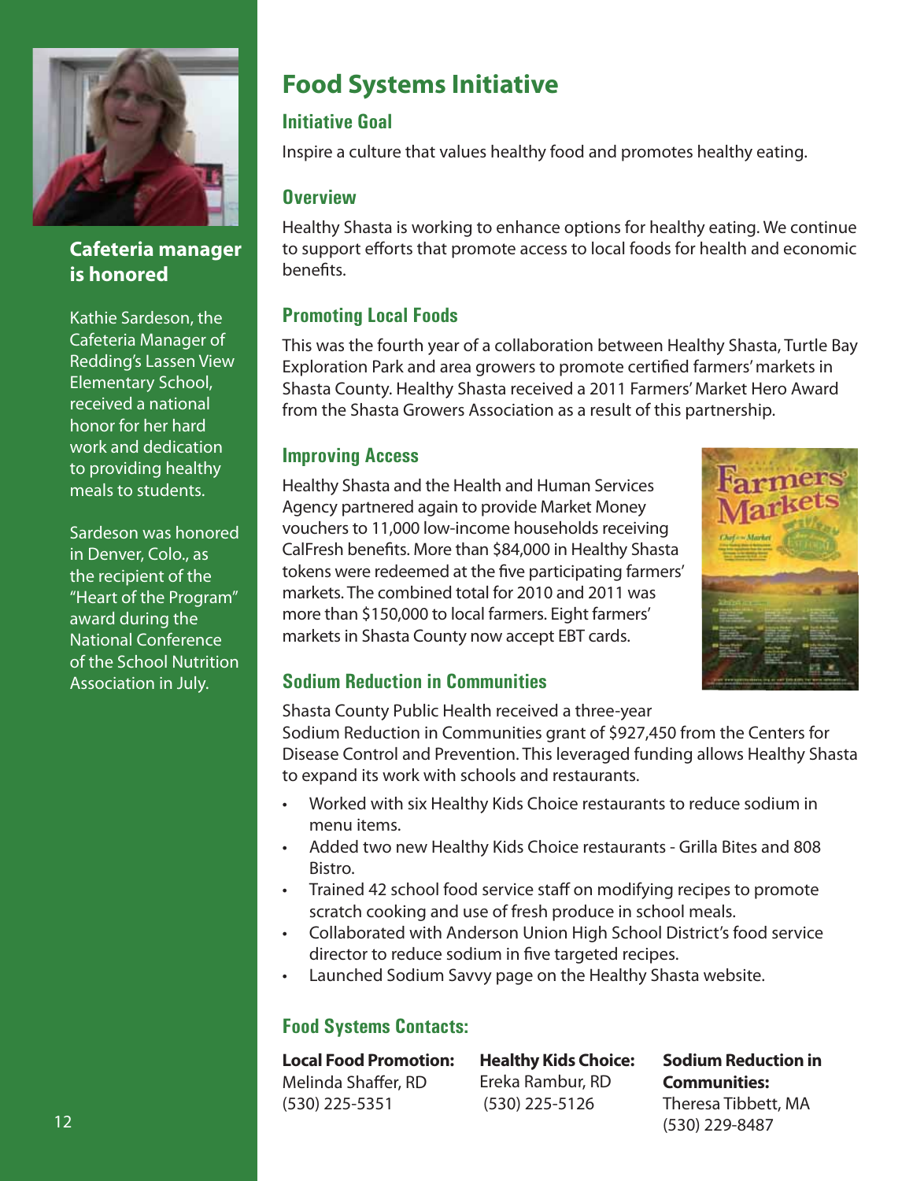## Cafeteria manager is honored

Kathie Sardeson, the Cafeteria Manager of Redding's Lassen View Elementary School, received a national honor for her hard work and dedication to providing healthy meals to students.

Sardeson was honored in Denver, Colo., as the recipient of the "Heart of the Program" award during the National Conference of the School Nutrition Association in July.

# Food Systems Initiative

### Initiative Goal

Inspire a culture that values healthy food and promotes healthy eating.

### Overview

Healthy Shasta is working to enhance options for healthy eating. We continue to support efforts that promote access to local foods for health and economic benefits.

### Promoting Local Foods

This was the fourth year of a collaboration between Healthy Shasta, Turtle Bay Exploration Park and area growers to promote certified farmers' markets in Shasta County. Healthy Shasta received a 2011 Farmers' Market Hero Award from the Shasta Growers Association as a result of this partnership.

### Improving Access

Healthy Shasta and the Health and Human Services Agency partnered again to provide Market Money vouchers to 11,000 low-income households receiving CalFresh benefits. More than $84,000 in Healthy Shasta tokens were redeemed at the five participating farmers' markets. The combined total for 2010 and 2011 was more than $150,000 to local farmers. Eight farmers' markets in Shasta County now accept EBT cards.

### Sodium Reduction in Communities

Shasta County Public Health received a three-year Sodium Reduction in Communities grant of $927,450 from the Centers for Disease Control and Prevention. This leveraged funding allows Healthy Shasta to expand its work with schools and restaurants.

- Worked with six Healthy Kids Choice restaurants to reduce sodium in menu items.
- Added two new Healthy Kids Choice restaurants - Grilla Bites and 808 Bistro.
- Trained 42 school food service staff on modifying recipes to promote scratch cooking and use of fresh produce in school meals.
- Collaborated with Anderson Union High School District's food service director to reduce sodium in five targeted recipes.
- Launched Sodium Savvy page on the Healthy Shasta website.

### Food Systems Contacts:

**Local Food Promotion:**
Melinda Shaffer, RD
(530) 225-5351

**Healthy Kids Choice:**
Ereka Rambur, RD
(530) 225-5126

**Sodium Reduction in Communities:**
Theresa Tibbett, MA
(530) 229-8487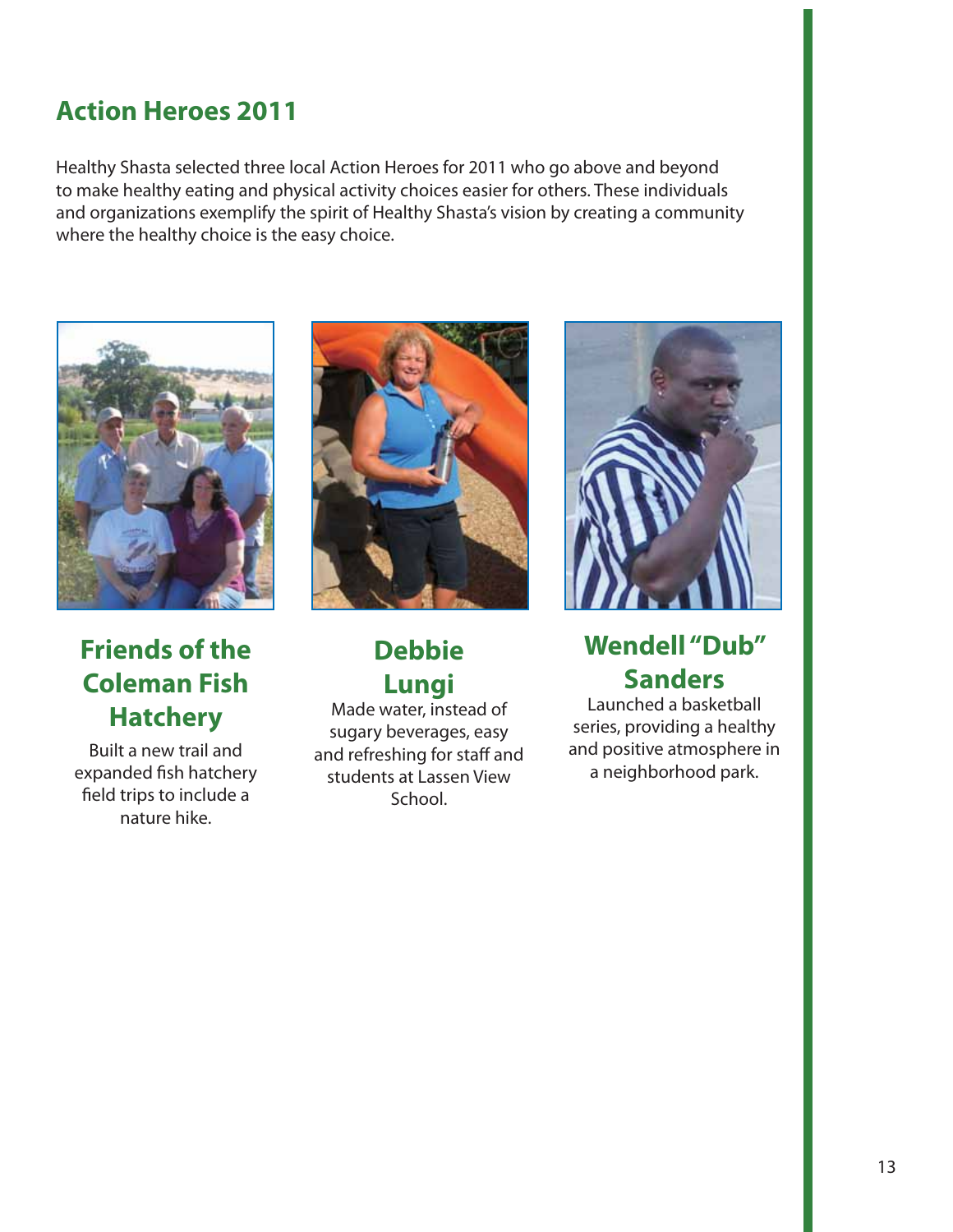## Action Heroes 2011

Healthy Shasta selected three local Action Heroes for 2011 who go above and beyond to make healthy eating and physical activity choices easier for others. These individuals and organizations exemplify the spirit of Healthy Shasta's vision by creating a community where the healthy choice is the easy choice.

### Friends of the Coleman Fish Hatchery

Built a new trail and expanded fish hatchery field trips to include a nature hike.

### Debbie Lungi

Made water, instead of sugary beverages, easy and refreshing for staff and students at Lassen View School.

### Wendell "Dub" Sanders

Launched a basketball series, providing a healthy and positive atmosphere in a neighborhood park.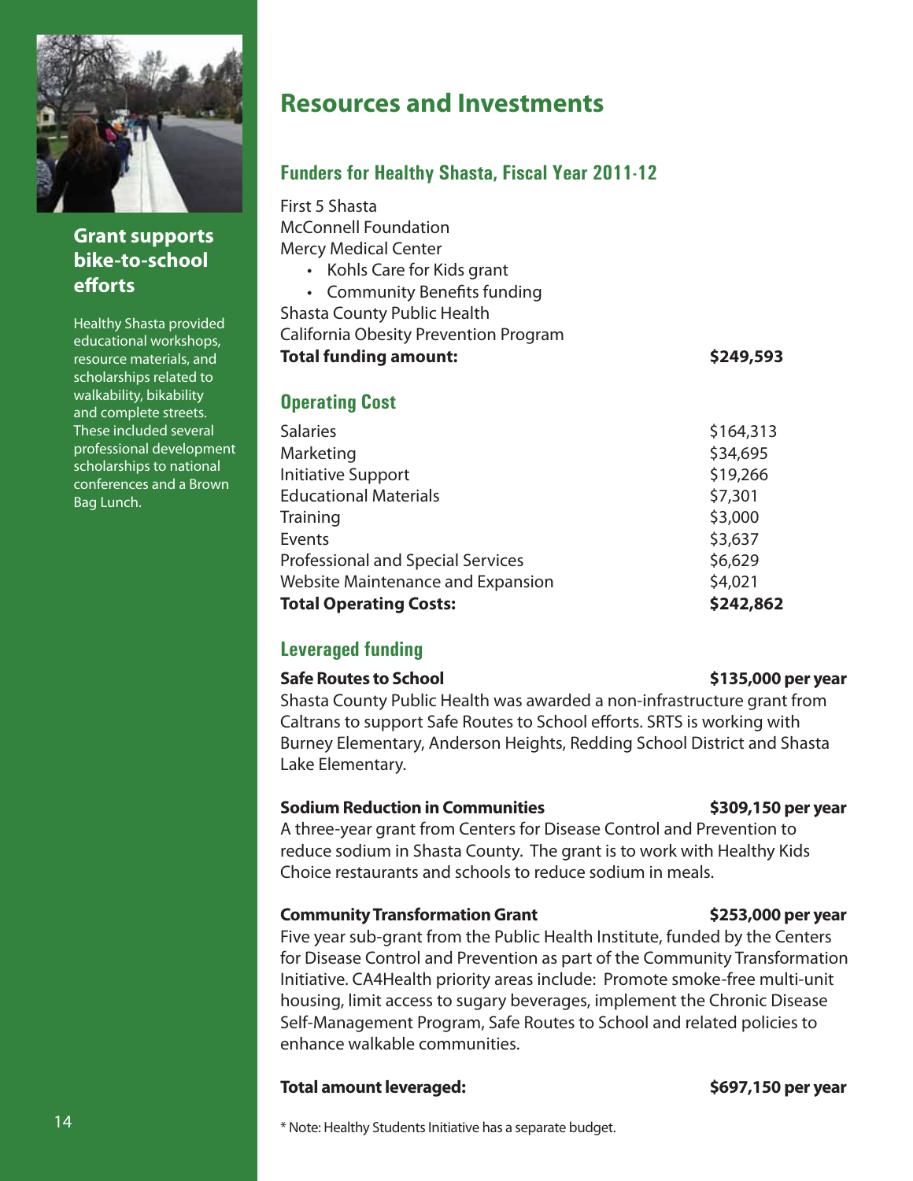# Resources and Investments

## Funders for Healthy Shasta, Fiscal Year 2011-12

First 5 Shasta
McConnell Foundation
Mercy Medical Center
- Kohls Care for Kids grant
- Community Benefits funding

Shasta County Public Health
California Obesity Prevention Program

| **Total funding amount:** | **$249,593** |
| --- | --- |

## Operating Cost

| Item | Amount |
| --- | --- |
| Salaries | $164,313 |
| Marketing | $34,695 |
| Initiative Support | $19,266 |
| Educational Materials | $7,301 |
| Training | $3,000 |
| Events | $3,637 |
| Professional and Special Services | $6,629 |
| Website Maintenance and Expansion | $4,021 |
| **Total Operating Costs:** | **$242,862** |

## Leveraged funding

**Safe Routes to School** — **$135,000 per year**

Shasta County Public Health was awarded a non-infrastructure grant from Caltrans to support Safe Routes to School efforts. SRTS is working with Burney Elementary, Anderson Heights, Redding School District and Shasta Lake Elementary.

**Sodium Reduction in Communities** — **$309,150 per year**

A three-year grant from Centers for Disease Control and Prevention to reduce sodium in Shasta County. The grant is to work with Healthy Kids Choice restaurants and schools to reduce sodium in meals.

**Community Transformation Grant** — **$253,000 per year**

Five year sub-grant from the Public Health Institute, funded by the Centers for Disease Control and Prevention as part of the Community Transformation Initiative. CA4Health priority areas include: Promote smoke-free multi-unit housing, limit access to sugary beverages, implement the Chronic Disease Self-Management Program, Safe Routes to School and related policies to enhance walkable communities.

**Total amount leveraged:** — **$697,150 per year**

\* Note: Healthy Students Initiative has a separate budget.

### Grant supports bike-to-school efforts

Healthy Shasta provided educational workshops, resource materials, and scholarships related to walkability, bikability and complete streets. These included several professional development scholarships to national conferences and a Brown Bag Lunch.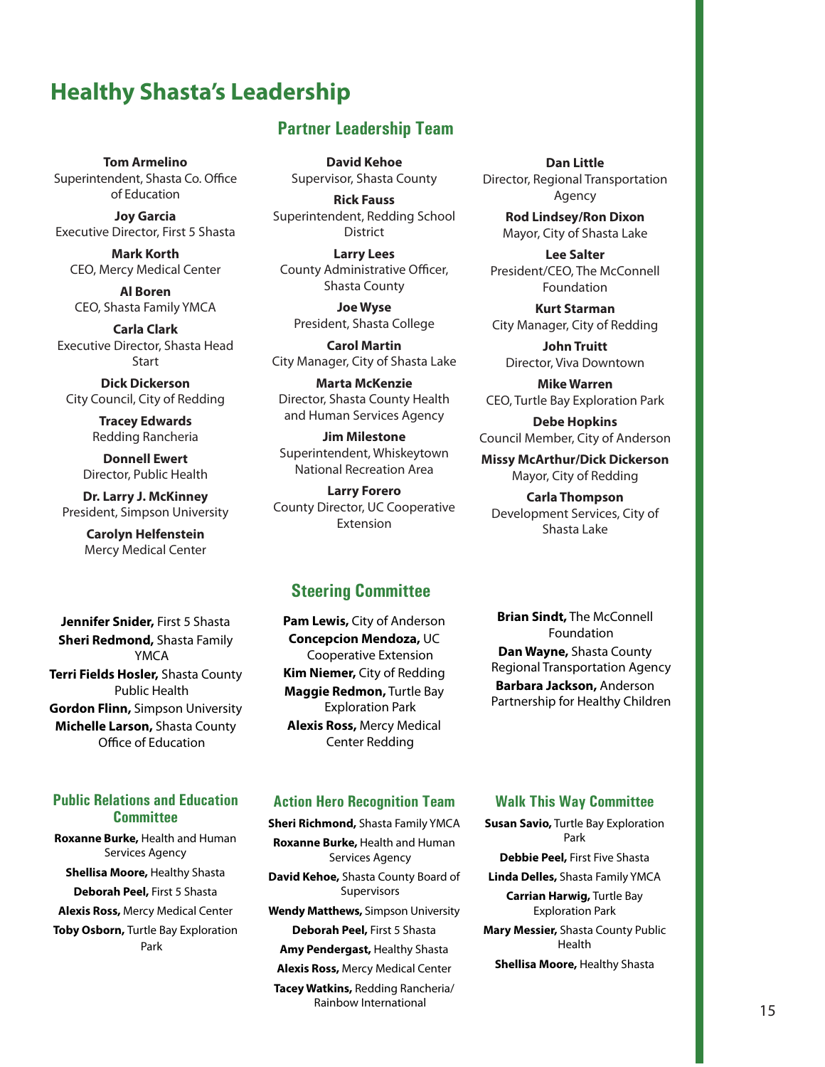# Healthy Shasta's Leadership

## Partner Leadership Team

**Tom Armelino**
Superintendent, Shasta Co. Office of Education

**Joy Garcia**
Executive Director, First 5 Shasta

**Mark Korth**
CEO, Mercy Medical Center

**Al Boren**
CEO, Shasta Family YMCA

**Carla Clark**
Executive Director, Shasta Head Start

**Dick Dickerson**
City Council, City of Redding

**Tracey Edwards**
Redding Rancheria

**Donnell Ewert**
Director, Public Health

**Dr. Larry J. McKinney**
President, Simpson University

**Carolyn Helfenstein**
Mercy Medical Center

**David Kehoe**
Supervisor, Shasta County

**Rick Fauss**
Superintendent, Redding School District

**Larry Lees**
County Administrative Officer, Shasta County

**Joe Wyse**
President, Shasta College

**Carol Martin**
City Manager, City of Shasta Lake

**Marta McKenzie**
Director, Shasta County Health and Human Services Agency

**Jim Milestone**
Superintendent, Whiskeytown National Recreation Area

**Larry Forero**
County Director, UC Cooperative Extension

**Dan Little**
Director, Regional Transportation Agency

**Rod Lindsey/Ron Dixon**
Mayor, City of Shasta Lake

**Lee Salter**
President/CEO, The McConnell Foundation

**Kurt Starman**
City Manager, City of Redding

**John Truitt**
Director, Viva Downtown

**Mike Warren**
CEO, Turtle Bay Exploration Park

**Debe Hopkins**
Council Member, City of Anderson

**Missy McArthur/Dick Dickerson**
Mayor, City of Redding

**Carla Thompson**
Development Services, City of Shasta Lake

## Steering Committee

**Jennifer Snider,** First 5 Shasta
**Sheri Redmond,** Shasta Family YMCA
**Terri Fields Hosler,** Shasta County Public Health
**Gordon Flinn,** Simpson University
**Michelle Larson,** Shasta County Office of Education
**Pam Lewis,** City of Anderson
**Concepcion Mendoza,** UC Cooperative Extension
**Kim Niemer,** City of Redding
**Maggie Redmon,** Turtle Bay Exploration Park
**Alexis Ross,** Mercy Medical Center Redding
**Brian Sindt,** The McConnell Foundation
**Dan Wayne,** Shasta County Regional Transportation Agency
**Barbara Jackson,** Anderson Partnership for Healthy Children

### Public Relations and Education Committee

**Roxanne Burke,** Health and Human Services Agency
**Shellisa Moore,** Healthy Shasta
**Deborah Peel,** First 5 Shasta
**Alexis Ross,** Mercy Medical Center
**Toby Osborn,** Turtle Bay Exploration Park

### Action Hero Recognition Team

**Sheri Richmond,** Shasta Family YMCA
**Roxanne Burke,** Health and Human Services Agency
**David Kehoe,** Shasta County Board of Supervisors
**Wendy Matthews,** Simpson University
**Deborah Peel,** First 5 Shasta
**Amy Pendergast,** Healthy Shasta
**Alexis Ross,** Mercy Medical Center
**Tacey Watkins,** Redding Rancheria/ Rainbow International

### Walk This Way Committee

**Susan Savio,** Turtle Bay Exploration Park
**Debbie Peel,** First Five Shasta
**Linda Delles,** Shasta Family YMCA
**Carrian Harwig,** Turtle Bay Exploration Park
**Mary Messier,** Shasta County Public Health
**Shellisa Moore,** Healthy Shasta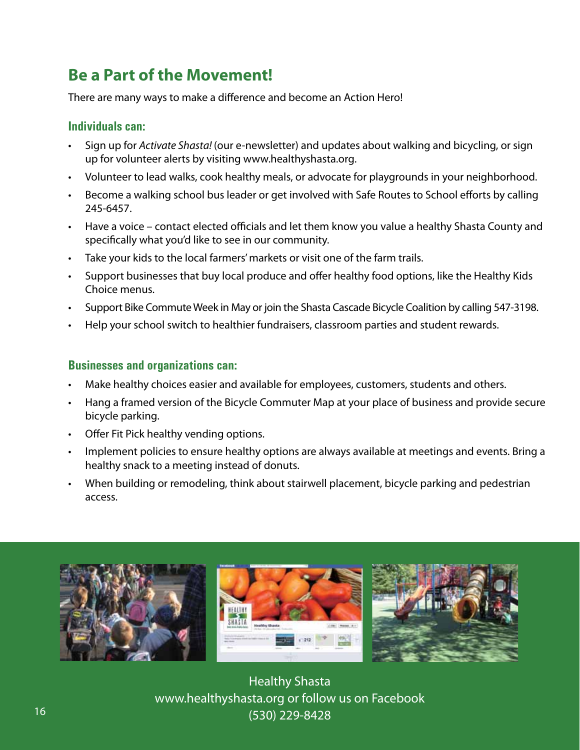## Be a Part of the Movement!

There are many ways to make a difference and become an Action Hero!

### Individuals can:

- Sign up for *Activate Shasta!* (our e-newsletter) and updates about walking and bicycling, or sign up for volunteer alerts by visiting www.healthyshasta.org.
- Volunteer to lead walks, cook healthy meals, or advocate for playgrounds in your neighborhood.
- Become a walking school bus leader or get involved with Safe Routes to School efforts by calling 245-6457.
- Have a voice – contact elected officials and let them know you value a healthy Shasta County and specifically what you'd like to see in our community.
- Take your kids to the local farmers' markets or visit one of the farm trails.
- Support businesses that buy local produce and offer healthy food options, like the Healthy Kids Choice menus.
- Support Bike Commute Week in May or join the Shasta Cascade Bicycle Coalition by calling 547-3198.
- Help your school switch to healthier fundraisers, classroom parties and student rewards.

### Businesses and organizations can:

- Make healthy choices easier and available for employees, customers, students and others.
- Hang a framed version of the Bicycle Commuter Map at your place of business and provide secure bicycle parking.
- Offer Fit Pick healthy vending options.
- Implement policies to ensure healthy options are always available at meetings and events. Bring a healthy snack to a meeting instead of donuts.
- When building or remodeling, think about stairwell placement, bicycle parking and pedestrian access.

Healthy Shasta
www.healthyshasta.org or follow us on Facebook
(530) 229-8428